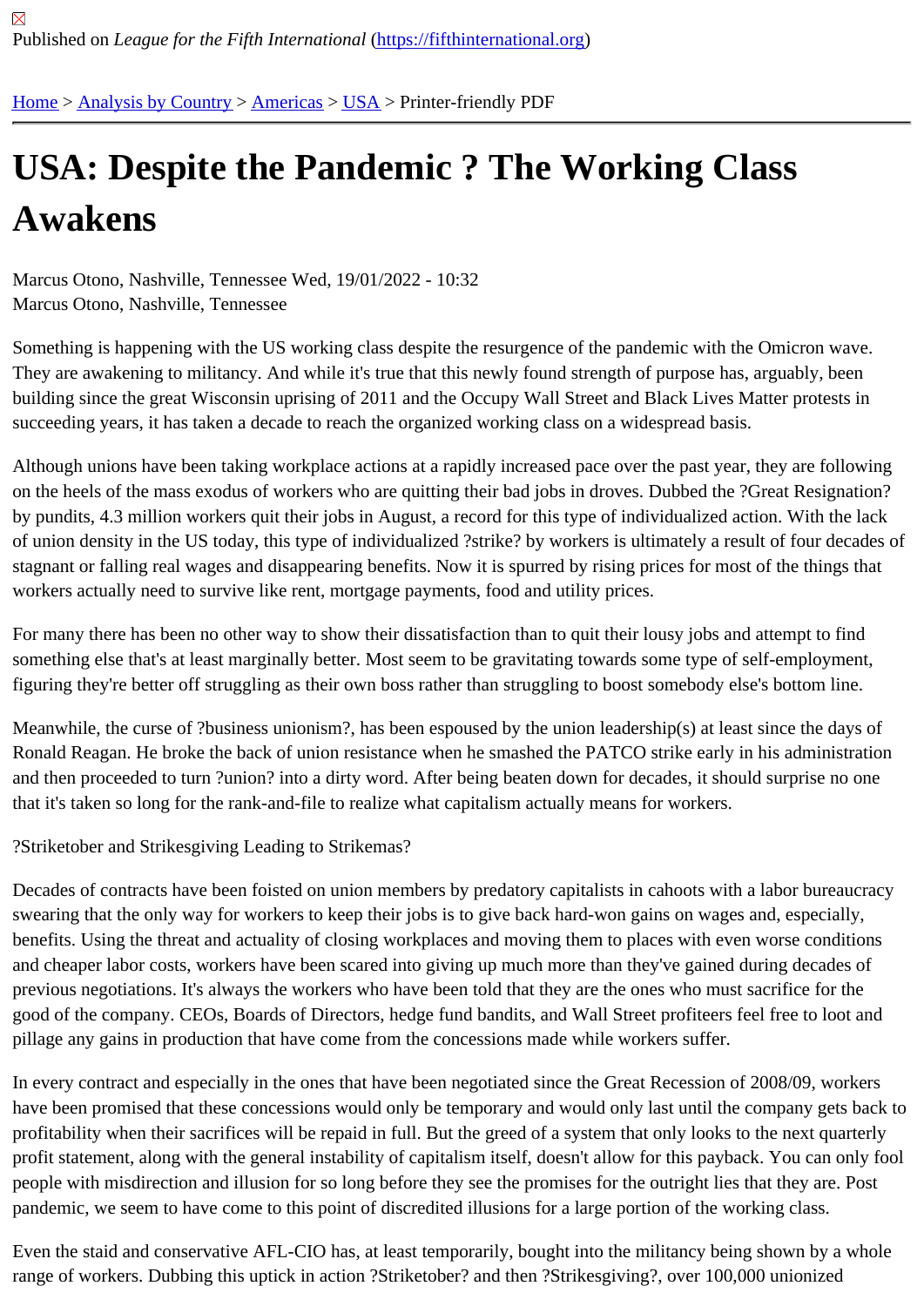Published on *League for the Fifth International* (https://fifthinternational.org)

Home > Analysis by Country > Americas > USA > Printer-friendly PDF

# USA: Despite the Pandemic ? The Working Class Awakens

Marcus Otono, Nashville, Tennessee Wed, 19/01/2022 - 10:32
Marcus Otono, Nashville, Tennessee

Something is happening with the US working class despite the resurgence of the pandemic with the Omicron wave. They are awakening to militancy. And while it's true that this newly found strength of purpose has, arguably, been building since the great Wisconsin uprising of 2011 and the Occupy Wall Street and Black Lives Matter protests in succeeding years, it has taken a decade to reach the organized working class on a widespread basis.

Although unions have been taking workplace actions at a rapidly increased pace over the past year, they are following on the heels of the mass exodus of workers who are quitting their bad jobs in droves. Dubbed the ?Great Resignation? by pundits, 4.3 million workers quit their jobs in August, a record for this type of individualized action. With the lack of union density in the US today, this type of individualized ?strike? by workers is ultimately a result of four decades of stagnant or falling real wages and disappearing benefits. Now it is spurred by rising prices for most of the things that workers actually need to survive like rent, mortgage payments, food and utility prices.

For many there has been no other way to show their dissatisfaction than to quit their lousy jobs and attempt to find something else that's at least marginally better. Most seem to be gravitating towards some type of self-employment, figuring they're better off struggling as their own boss rather than struggling to boost somebody else's bottom line.

Meanwhile, the curse of ?business unionism?, has been espoused by the union leadership(s) at least since the days of Ronald Reagan. He broke the back of union resistance when he smashed the PATCO strike early in his administration and then proceeded to turn ?union? into a dirty word. After being beaten down for decades, it should surprise no one that it's taken so long for the rank-and-file to realize what capitalism actually means for workers.

?Striketober and Strikesgiving Leading to Strikemas?

Decades of contracts have been foisted on union members by predatory capitalists in cahoots with a labor bureaucracy swearing that the only way for workers to keep their jobs is to give back hard-won gains on wages and, especially, benefits. Using the threat and actuality of closing workplaces and moving them to places with even worse conditions and cheaper labor costs, workers have been scared into giving up much more than they've gained during decades of previous negotiations. It's always the workers who have been told that they are the ones who must sacrifice for the good of the company. CEOs, Boards of Directors, hedge fund bandits, and Wall Street profiteers feel free to loot and pillage any gains in production that have come from the concessions made while workers suffer.

In every contract and especially in the ones that have been negotiated since the Great Recession of 2008/09, workers have been promised that these concessions would only be temporary and would only last until the company gets back to profitability when their sacrifices will be repaid in full. But the greed of a system that only looks to the next quarterly profit statement, along with the general instability of capitalism itself, doesn't allow for this payback. You can only fool people with misdirection and illusion for so long before they see the promises for the outright lies that they are. Post pandemic, we seem to have come to this point of discredited illusions for a large portion of the working class.

Even the staid and conservative AFL-CIO has, at least temporarily, bought into the militancy being shown by a whole range of workers. Dubbing this uptick in action ?Striketober? and then ?Strikesgiving?, over 100,000 unionized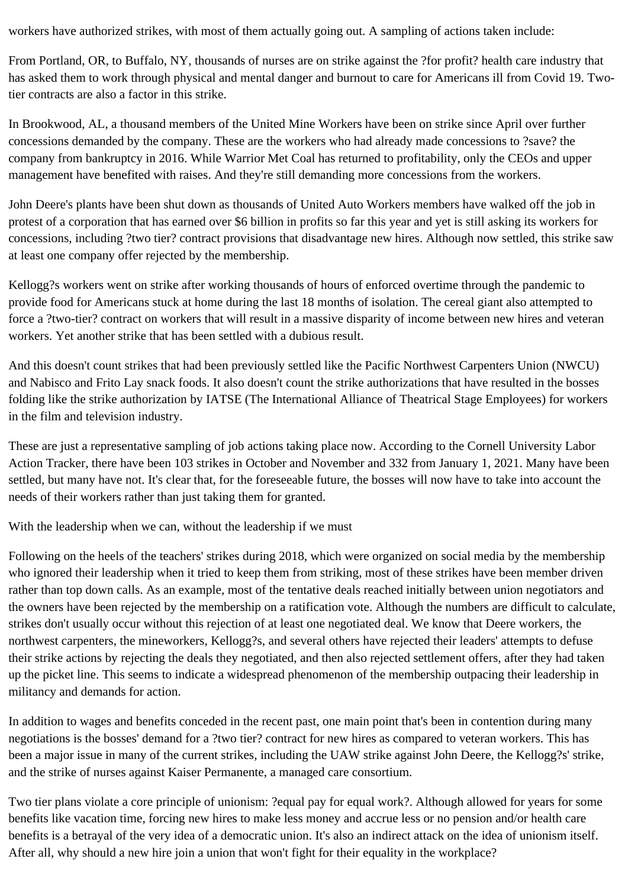workers have authorized strikes, with most of them actually going out. A sampling of actions taken include:

From Portland, OR, to Buffalo, NY, thousands of nurses are on strike against the ?for profit? health care industry that has asked them to work through physical and mental danger and burnout to care for Americans ill from Covid 19. Two-tier contracts are also a factor in this strike.

In Brookwood, AL, a thousand members of the United Mine Workers have been on strike since April over further concessions demanded by the company. These are the workers who had already made concessions to ?save? the company from bankruptcy in 2016. While Warrior Met Coal has returned to profitability, only the CEOs and upper management have benefited with raises. And they're still demanding more concessions from the workers.

John Deere's plants have been shut down as thousands of United Auto Workers members have walked off the job in protest of a corporation that has earned over $6 billion in profits so far this year and yet is still asking its workers for concessions, including ?two tier? contract provisions that disadvantage new hires. Although now settled, this strike saw at least one company offer rejected by the membership.

Kellogg?s workers went on strike after working thousands of hours of enforced overtime through the pandemic to provide food for Americans stuck at home during the last 18 months of isolation. The cereal giant also attempted to force a ?two-tier? contract on workers that will result in a massive disparity of income between new hires and veteran workers. Yet another strike that has been settled with a dubious result.

And this doesn't count strikes that had been previously settled like the Pacific Northwest Carpenters Union (NWCU) and Nabisco and Frito Lay snack foods. It also doesn't count the strike authorizations that have resulted in the bosses folding like the strike authorization by IATSE (The International Alliance of Theatrical Stage Employees) for workers in the film and television industry.

These are just a representative sampling of job actions taking place now. According to the Cornell University Labor Action Tracker, there have been 103 strikes in October and November and 332 from January 1, 2021. Many have been settled, but many have not. It's clear that, for the foreseeable future, the bosses will now have to take into account the needs of their workers rather than just taking them for granted.

With the leadership when we can, without the leadership if we must

Following on the heels of the teachers' strikes during 2018, which were organized on social media by the membership who ignored their leadership when it tried to keep them from striking, most of these strikes have been member driven rather than top down calls. As an example, most of the tentative deals reached initially between union negotiators and the owners have been rejected by the membership on a ratification vote. Although the numbers are difficult to calculate, strikes don't usually occur without this rejection of at least one negotiated deal. We know that Deere workers, the northwest carpenters, the mineworkers, Kellogg?s, and several others have rejected their leaders' attempts to defuse their strike actions by rejecting the deals they negotiated, and then also rejected settlement offers, after they had taken up the picket line. This seems to indicate a widespread phenomenon of the membership outpacing their leadership in militancy and demands for action.

In addition to wages and benefits conceded in the recent past, one main point that's been in contention during many negotiations is the bosses' demand for a ?two tier? contract for new hires as compared to veteran workers. This has been a major issue in many of the current strikes, including the UAW strike against John Deere, the Kellogg?s' strike, and the strike of nurses against Kaiser Permanente, a managed care consortium.

Two tier plans violate a core principle of unionism: ?equal pay for equal work?. Although allowed for years for some benefits like vacation time, forcing new hires to make less money and accrue less or no pension and/or health care benefits is a betrayal of the very idea of a democratic union. It's also an indirect attack on the idea of unionism itself. After all, why should a new hire join a union that won't fight for their equality in the workplace?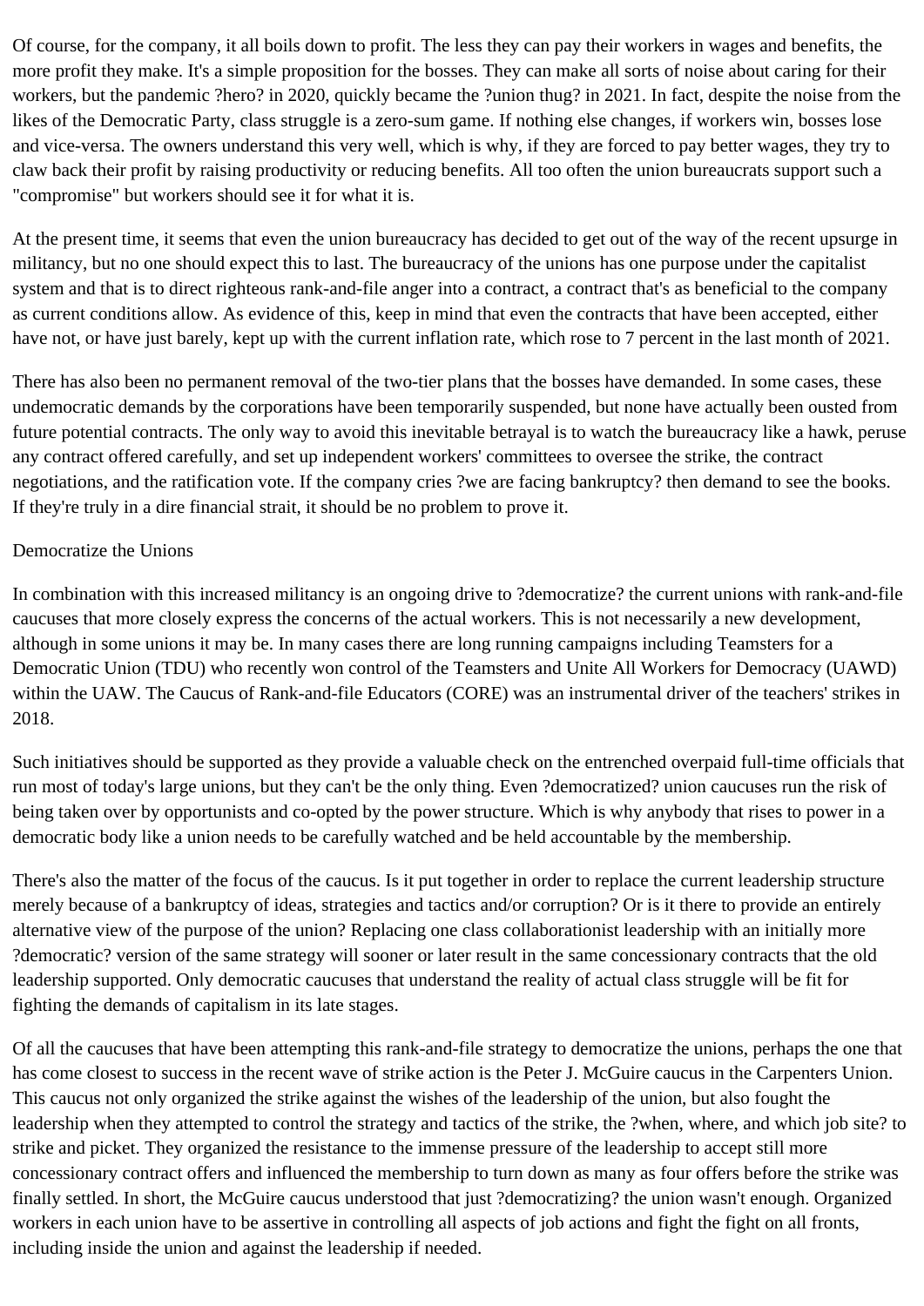Of course, for the company, it all boils down to profit. The less they can pay their workers in wages and benefits, the more profit they make. It's a simple proposition for the bosses. They can make all sorts of noise about caring for their workers, but the pandemic ?hero? in 2020, quickly became the ?union thug? in 2021. In fact, despite the noise from the likes of the Democratic Party, class struggle is a zero-sum game. If nothing else changes, if workers win, bosses lose and vice-versa. The owners understand this very well, which is why, if they are forced to pay better wages, they try to claw back their profit by raising productivity or reducing benefits. All too often the union bureaucrats support such a "compromise" but workers should see it for what it is.

At the present time, it seems that even the union bureaucracy has decided to get out of the way of the recent upsurge in militancy, but no one should expect this to last. The bureaucracy of the unions has one purpose under the capitalist system and that is to direct righteous rank-and-file anger into a contract, a contract that's as beneficial to the company as current conditions allow. As evidence of this, keep in mind that even the contracts that have been accepted, either have not, or have just barely, kept up with the current inflation rate, which rose to 7 percent in the last month of 2021.

There has also been no permanent removal of the two-tier plans that the bosses have demanded. In some cases, these undemocratic demands by the corporations have been temporarily suspended, but none have actually been ousted from future potential contracts. The only way to avoid this inevitable betrayal is to watch the bureaucracy like a hawk, peruse any contract offered carefully, and set up independent workers' committees to oversee the strike, the contract negotiations, and the ratification vote. If the company cries ?we are facing bankruptcy? then demand to see the books. If they're truly in a dire financial strait, it should be no problem to prove it.

## Democratize the Unions

In combination with this increased militancy is an ongoing drive to ?democratize? the current unions with rank-and-file caucuses that more closely express the concerns of the actual workers. This is not necessarily a new development, although in some unions it may be. In many cases there are long running campaigns including Teamsters for a Democratic Union (TDU) who recently won control of the Teamsters and Unite All Workers for Democracy (UAWD) within the UAW. The Caucus of Rank-and-file Educators (CORE) was an instrumental driver of the teachers' strikes in 2018.

Such initiatives should be supported as they provide a valuable check on the entrenched overpaid full-time officials that run most of today's large unions, but they can't be the only thing. Even ?democratized? union caucuses run the risk of being taken over by opportunists and co-opted by the power structure. Which is why anybody that rises to power in a democratic body like a union needs to be carefully watched and be held accountable by the membership.

There's also the matter of the focus of the caucus. Is it put together in order to replace the current leadership structure merely because of a bankruptcy of ideas, strategies and tactics and/or corruption? Or is it there to provide an entirely alternative view of the purpose of the union? Replacing one class collaborationist leadership with an initially more ?democratic? version of the same strategy will sooner or later result in the same concessionary contracts that the old leadership supported. Only democratic caucuses that understand the reality of actual class struggle will be fit for fighting the demands of capitalism in its late stages.

Of all the caucuses that have been attempting this rank-and-file strategy to democratize the unions, perhaps the one that has come closest to success in the recent wave of strike action is the Peter J. McGuire caucus in the Carpenters Union. This caucus not only organized the strike against the wishes of the leadership of the union, but also fought the leadership when they attempted to control the strategy and tactics of the strike, the ?when, where, and which job site? to strike and picket. They organized the resistance to the immense pressure of the leadership to accept still more concessionary contract offers and influenced the membership to turn down as many as four offers before the strike was finally settled. In short, the McGuire caucus understood that just ?democratizing? the union wasn't enough. Organized workers in each union have to be assertive in controlling all aspects of job actions and fight the fight on all fronts, including inside the union and against the leadership if needed.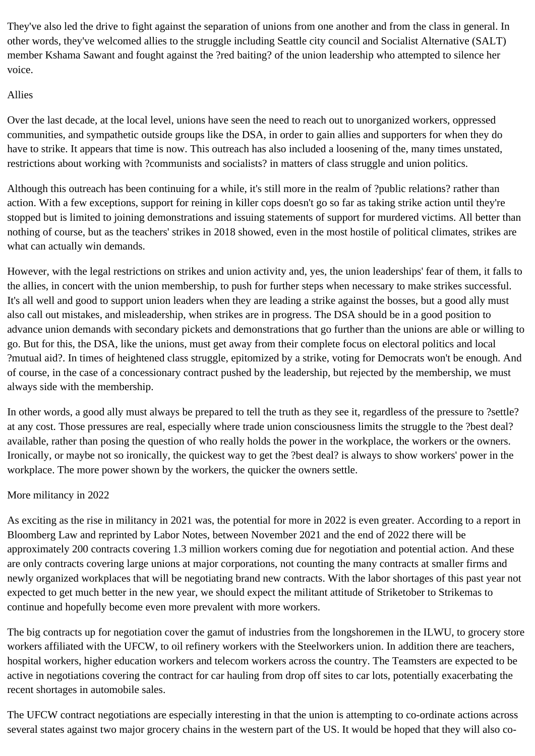They've also led the drive to fight against the separation of unions from one another and from the class in general. In other words, they've welcomed allies to the struggle including Seattle city council and Socialist Alternative (SALT) member Kshama Sawant and fought against the ?red baiting? of the union leadership who attempted to silence her voice.

## Allies

Over the last decade, at the local level, unions have seen the need to reach out to unorganized workers, oppressed communities, and sympathetic outside groups like the DSA, in order to gain allies and supporters for when they do have to strike. It appears that time is now. This outreach has also included a loosening of the, many times unstated, restrictions about working with ?communists and socialists? in matters of class struggle and union politics.

Although this outreach has been continuing for a while, it's still more in the realm of ?public relations? rather than action. With a few exceptions, support for reining in killer cops doesn't go so far as taking strike action until they're stopped but is limited to joining demonstrations and issuing statements of support for murdered victims. All better than nothing of course, but as the teachers' strikes in 2018 showed, even in the most hostile of political climates, strikes are what can actually win demands.

However, with the legal restrictions on strikes and union activity and, yes, the union leaderships' fear of them, it falls to the allies, in concert with the union membership, to push for further steps when necessary to make strikes successful. It's all well and good to support union leaders when they are leading a strike against the bosses, but a good ally must also call out mistakes, and misleadership, when strikes are in progress. The DSA should be in a good position to advance union demands with secondary pickets and demonstrations that go further than the unions are able or willing to go. But for this, the DSA, like the unions, must get away from their complete focus on electoral politics and local ?mutual aid?. In times of heightened class struggle, epitomized by a strike, voting for Democrats won't be enough. And of course, in the case of a concessionary contract pushed by the leadership, but rejected by the membership, we must always side with the membership.

In other words, a good ally must always be prepared to tell the truth as they see it, regardless of the pressure to ?settle? at any cost. Those pressures are real, especially where trade union consciousness limits the struggle to the ?best deal? available, rather than posing the question of who really holds the power in the workplace, the workers or the owners. Ironically, or maybe not so ironically, the quickest way to get the ?best deal? is always to show workers' power in the workplace. The more power shown by the workers, the quicker the owners settle.

## More militancy in 2022

As exciting as the rise in militancy in 2021 was, the potential for more in 2022 is even greater. According to a report in Bloomberg Law and reprinted by Labor Notes, between November 2021 and the end of 2022 there will be approximately 200 contracts covering 1.3 million workers coming due for negotiation and potential action. And these are only contracts covering large unions at major corporations, not counting the many contracts at smaller firms and newly organized workplaces that will be negotiating brand new contracts. With the labor shortages of this past year not expected to get much better in the new year, we should expect the militant attitude of Striketober to Strikemas to continue and hopefully become even more prevalent with more workers.

The big contracts up for negotiation cover the gamut of industries from the longshoremen in the ILWU, to grocery store workers affiliated with the UFCW, to oil refinery workers with the Steelworkers union. In addition there are teachers, hospital workers, higher education workers and telecom workers across the country. The Teamsters are expected to be active in negotiations covering the contract for car hauling from drop off sites to car lots, potentially exacerbating the recent shortages in automobile sales.

The UFCW contract negotiations are especially interesting in that the union is attempting to co-ordinate actions across several states against two major grocery chains in the western part of the US. It would be hoped that they will also co-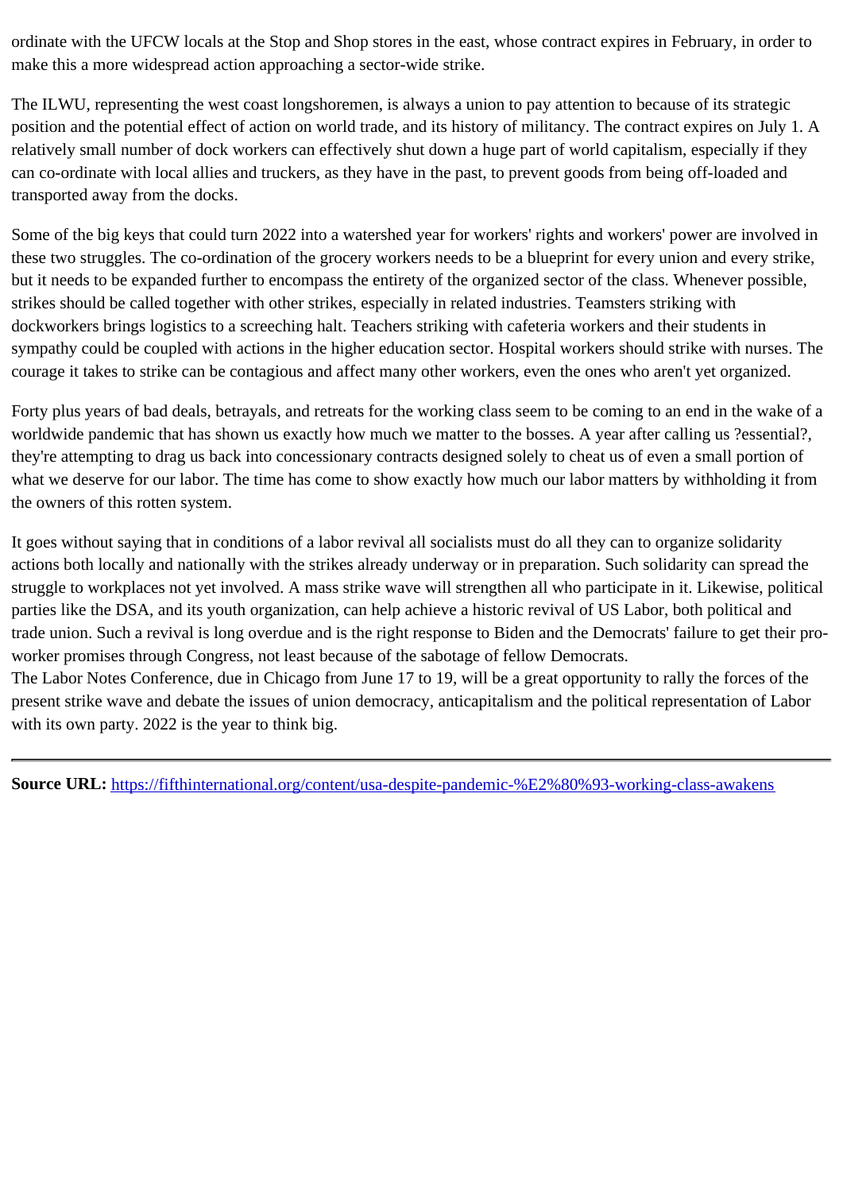ordinate with the UFCW locals at the Stop and Shop stores in the east, whose contract expires in February, in order to make this a more widespread action approaching a sector-wide strike.

The ILWU, representing the west coast longshoremen, is always a union to pay attention to because of its strategic position and the potential effect of action on world trade, and its history of militancy. The contract expires on July 1. A relatively small number of dock workers can effectively shut down a huge part of world capitalism, especially if they can co-ordinate with local allies and truckers, as they have in the past, to prevent goods from being off-loaded and transported away from the docks.

Some of the big keys that could turn 2022 into a watershed year for workers' rights and workers' power are involved in these two struggles. The co-ordination of the grocery workers needs to be a blueprint for every union and every strike, but it needs to be expanded further to encompass the entirety of the organized sector of the class. Whenever possible, strikes should be called together with other strikes, especially in related industries. Teamsters striking with dockworkers brings logistics to a screeching halt. Teachers striking with cafeteria workers and their students in sympathy could be coupled with actions in the higher education sector. Hospital workers should strike with nurses. The courage it takes to strike can be contagious and affect many other workers, even the ones who aren't yet organized.

Forty plus years of bad deals, betrayals, and retreats for the working class seem to be coming to an end in the wake of a worldwide pandemic that has shown us exactly how much we matter to the bosses. A year after calling us ?essential?, they're attempting to drag us back into concessionary contracts designed solely to cheat us of even a small portion of what we deserve for our labor. The time has come to show exactly how much our labor matters by withholding it from the owners of this rotten system.

It goes without saying that in conditions of a labor revival all socialists must do all they can to organize solidarity actions both locally and nationally with the strikes already underway or in preparation. Such solidarity can spread the struggle to workplaces not yet involved. A mass strike wave will strengthen all who participate in it. Likewise, political parties like the DSA, and its youth organization, can help achieve a historic revival of US Labor, both political and trade union. Such a revival is long overdue and is the right response to Biden and the Democrats' failure to get their pro-worker promises through Congress, not least because of the sabotage of fellow Democrats.
The Labor Notes Conference, due in Chicago from June 17 to 19, will be a great opportunity to rally the forces of the present strike wave and debate the issues of union democracy, anticapitalism and the political representation of Labor with its own party. 2022 is the year to think big.

---

**Source URL:** https://fifthinternational.org/content/usa-despite-pandemic-%E2%80%93-working-class-awakens